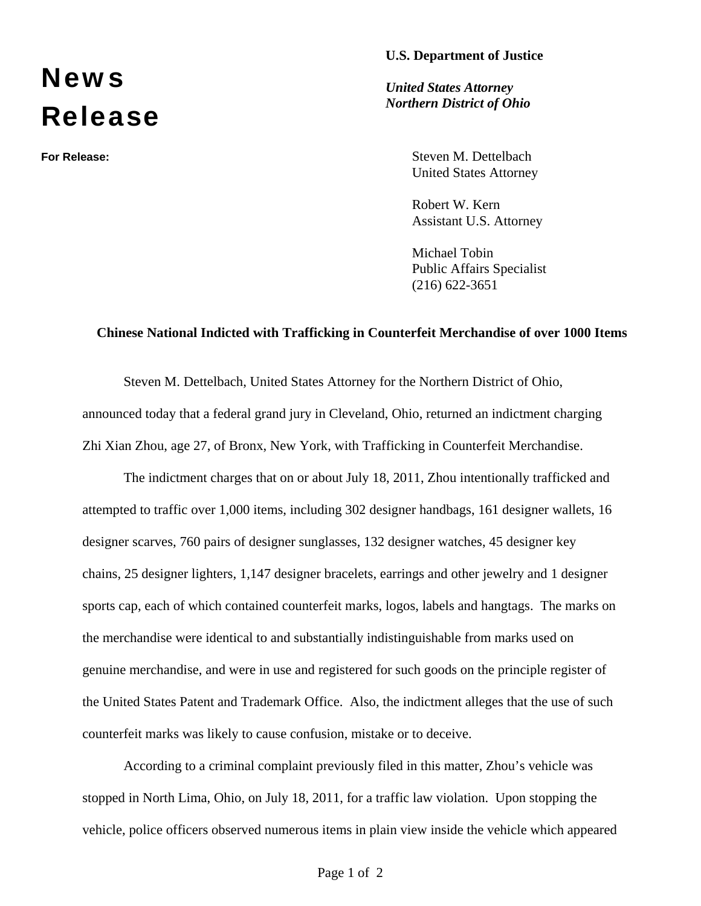# News Release

**For Release:**

**U.S. Department of Justice**

***United States Attorney***
***Northern District of Ohio***

Steven M. Dettelbach
United States Attorney

Robert W. Kern
Assistant U.S. Attorney

Michael Tobin
Public Affairs Specialist
(216) 622-3651

**Chinese National Indicted with Trafficking in Counterfeit Merchandise of over 1000 Items**

Steven M. Dettelbach, United States Attorney for the Northern District of Ohio, announced today that a federal grand jury in Cleveland, Ohio, returned an indictment charging Zhi Xian Zhou, age 27, of Bronx, New York, with Trafficking in Counterfeit Merchandise.

The indictment charges that on or about July 18, 2011, Zhou intentionally trafficked and attempted to traffic over 1,000 items, including 302 designer handbags, 161 designer wallets, 16 designer scarves, 760 pairs of designer sunglasses, 132 designer watches, 45 designer key chains, 25 designer lighters, 1,147 designer bracelets, earrings and other jewelry and 1 designer sports cap, each of which contained counterfeit marks, logos, labels and hangtags. The marks on the merchandise were identical to and substantially indistinguishable from marks used on genuine merchandise, and were in use and registered for such goods on the principle register of the United States Patent and Trademark Office. Also, the indictment alleges that the use of such counterfeit marks was likely to cause confusion, mistake or to deceive.

According to a criminal complaint previously filed in this matter, Zhou's vehicle was stopped in North Lima, Ohio, on July 18, 2011, for a traffic law violation. Upon stopping the vehicle, police officers observed numerous items in plain view inside the vehicle which appeared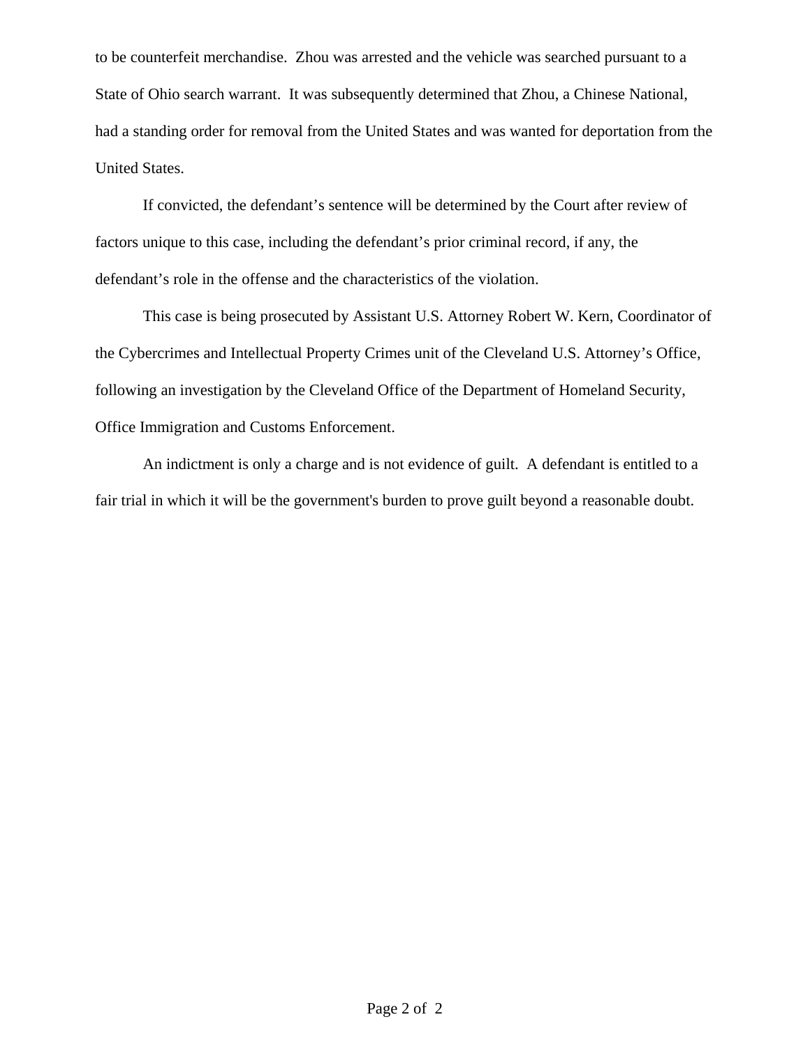to be counterfeit merchandise. Zhou was arrested and the vehicle was searched pursuant to a State of Ohio search warrant. It was subsequently determined that Zhou, a Chinese National, had a standing order for removal from the United States and was wanted for deportation from the United States.

If convicted, the defendant's sentence will be determined by the Court after review of factors unique to this case, including the defendant's prior criminal record, if any, the defendant's role in the offense and the characteristics of the violation.

This case is being prosecuted by Assistant U.S. Attorney Robert W. Kern, Coordinator of the Cybercrimes and Intellectual Property Crimes unit of the Cleveland U.S. Attorney's Office, following an investigation by the Cleveland Office of the Department of Homeland Security, Office Immigration and Customs Enforcement.

An indictment is only a charge and is not evidence of guilt. A defendant is entitled to a fair trial in which it will be the government's burden to prove guilt beyond a reasonable doubt.